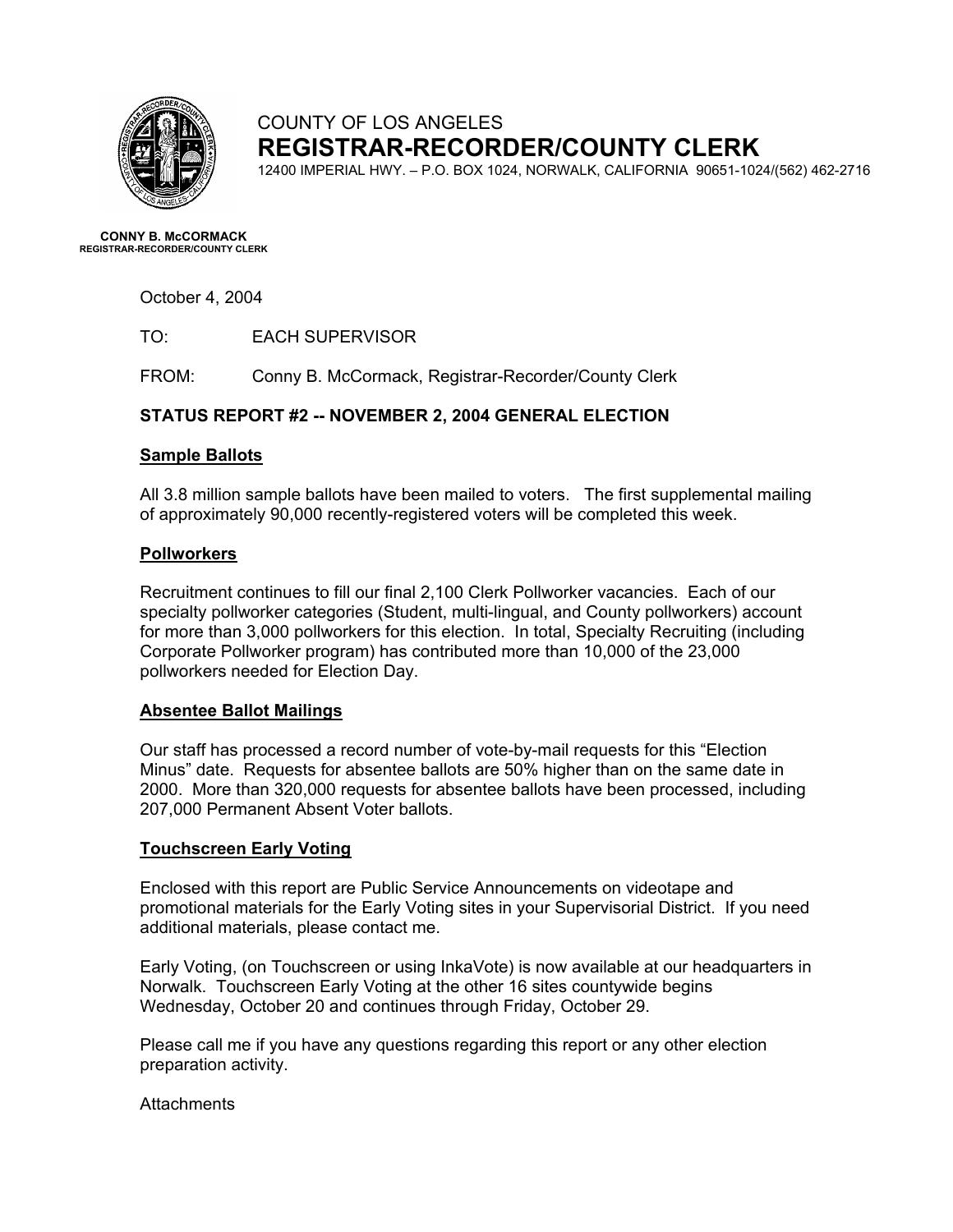COUNTY OF LOS ANGELES
**REGISTRAR-RECORDER/COUNTY CLERK**
12400 IMPERIAL HWY. – P.O. BOX 1024, NORWALK, CALIFORNIA 90651-1024/(562) 462-2716

**CONNY B. McCORMACK**
**REGISTRAR-RECORDER/COUNTY CLERK**

October 4, 2004

TO: EACH SUPERVISOR

FROM: Conny B. McCormack, Registrar-Recorder/County Clerk

**STATUS REPORT #2 -- NOVEMBER 2, 2004 GENERAL ELECTION**

**Sample Ballots**

All 3.8 million sample ballots have been mailed to voters. The first supplemental mailing of approximately 90,000 recently-registered voters will be completed this week.

**Pollworkers**

Recruitment continues to fill our final 2,100 Clerk Pollworker vacancies. Each of our specialty pollworker categories (Student, multi-lingual, and County pollworkers) account for more than 3,000 pollworkers for this election. In total, Specialty Recruiting (including Corporate Pollworker program) has contributed more than 10,000 of the 23,000 pollworkers needed for Election Day.

**Absentee Ballot Mailings**

Our staff has processed a record number of vote-by-mail requests for this "Election Minus" date. Requests for absentee ballots are 50% higher than on the same date in 2000. More than 320,000 requests for absentee ballots have been processed, including 207,000 Permanent Absent Voter ballots.

**Touchscreen Early Voting**

Enclosed with this report are Public Service Announcements on videotape and promotional materials for the Early Voting sites in your Supervisorial District. If you need additional materials, please contact me.

Early Voting, (on Touchscreen or using InkaVote) is now available at our headquarters in Norwalk. Touchscreen Early Voting at the other 16 sites countywide begins Wednesday, October 20 and continues through Friday, October 29.

Please call me if you have any questions regarding this report or any other election preparation activity.

Attachments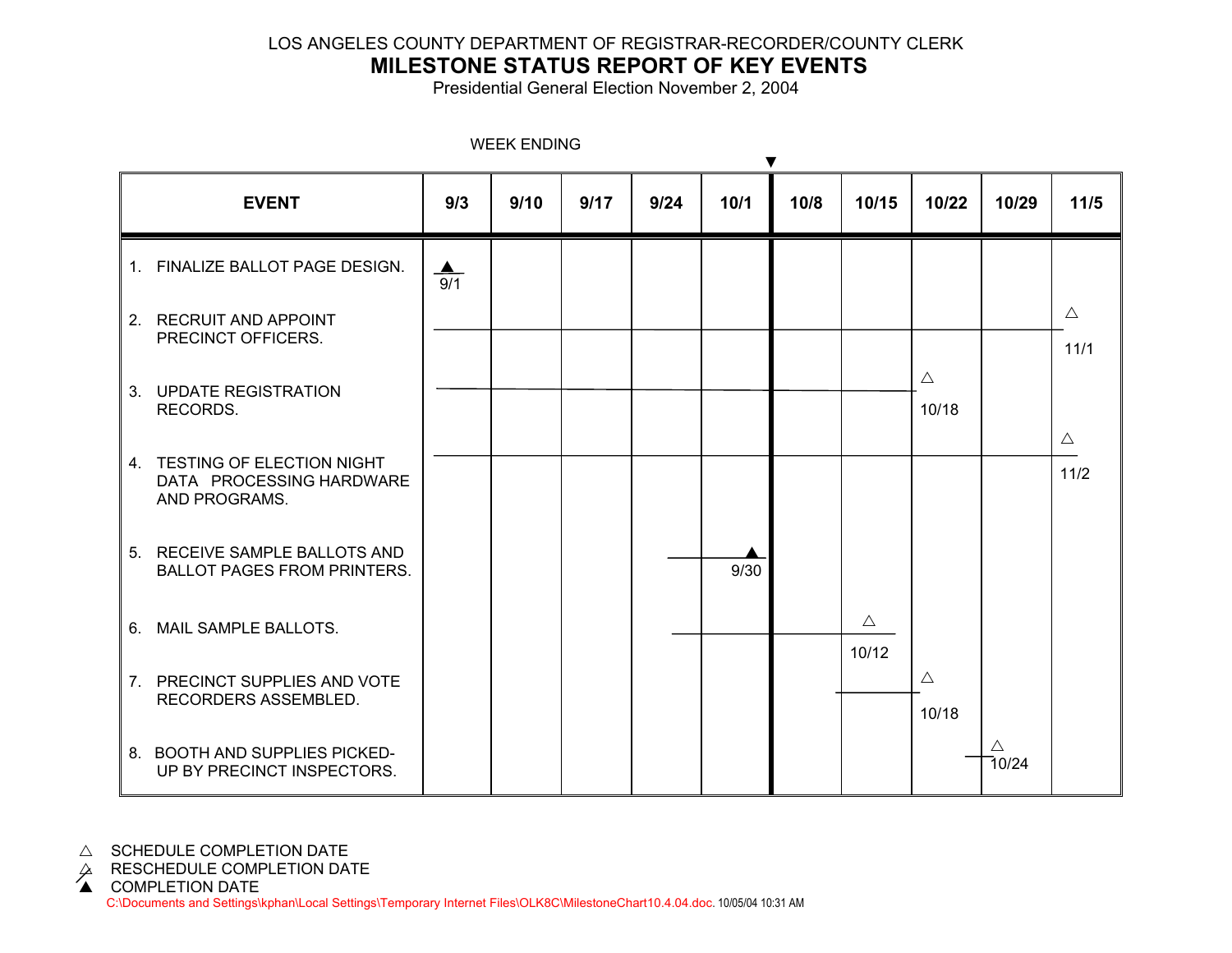LOS ANGELES COUNTY DEPARTMENT OF REGISTRAR-RECORDER/COUNTY CLERK

# MILESTONE STATUS REPORT OF KEY EVENTS

Presidential General Election November 2, 2004

WEEK ENDING

| EVENT | 9/3 | 9/10 | 9/17 | 9/24 | 10/1 | 10/8 | 10/15 | 10/22 | 10/29 | 11/5 |
|---|---|---|---|---|---|---|---|---|---|---|
| 1. FINALIZE BALLOT PAGE DESIGN. | ▲ 9/1 | | | | | | | | | |
| 2. RECRUIT AND APPOINT PRECINCT OFFICERS. | | | | | | | | | | △ 11/1 |
| 3. UPDATE REGISTRATION RECORDS. | | | | | | | | △ 10/18 | | |
| 4. TESTING OF ELECTION NIGHT DATA PROCESSING HARDWARE AND PROGRAMS. | | | | | | | | | | △ 11/2 |
| 5. RECEIVE SAMPLE BALLOTS AND BALLOT PAGES FROM PRINTERS. | | | | | ▲ 9/30 | | | | | |
| 6. MAIL SAMPLE BALLOTS. | | | | | | | △ 10/12 | | | |
| 7. PRECINCT SUPPLIES AND VOTE RECORDERS ASSEMBLED. | | | | | | | | △ 10/18 | | |
| 8. BOOTH AND SUPPLIES PICKED-UP BY PRECINCT INSPECTORS. | | | | | | | | | △ 10/24 | |

△ SCHEDULE COMPLETION DATE

△̸ RESCHEDULE COMPLETION DATE

▲ COMPLETION DATE

C:\Documents and Settings\kphan\Local Settings\Temporary Internet Files\OLK8C\MilestoneChart10.4.04.doc. 10/05/04 10:31 AM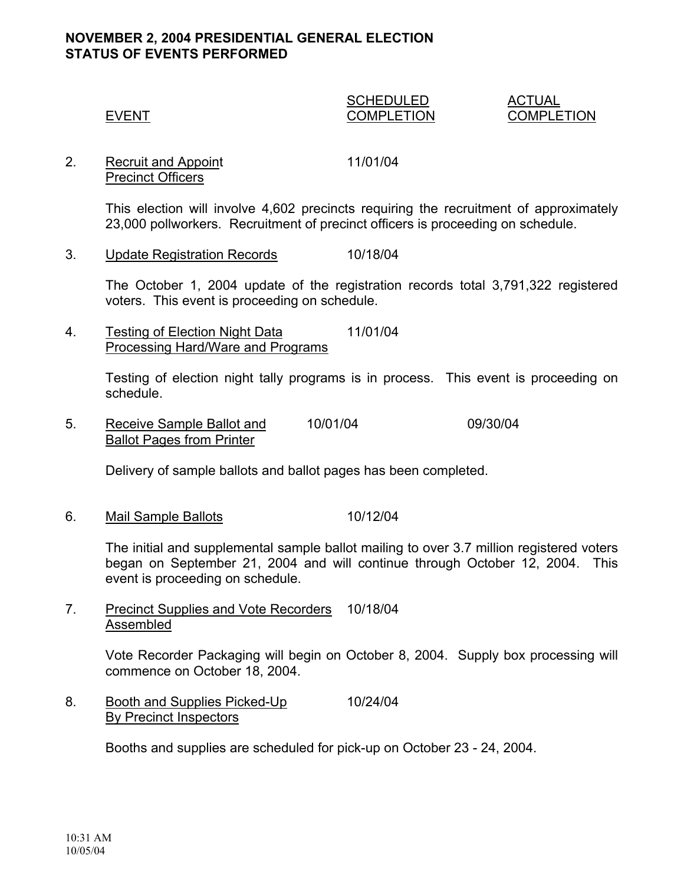**NOVEMBER 2, 2004 PRESIDENTIAL GENERAL ELECTION**
**STATUS OF EVENTS PERFORMED**

| EVENT | SCHEDULED COMPLETION | ACTUAL COMPLETION |
|---|---|---|
| 2. Recruit and Appoint Precinct Officers | 11/01/04 | |

This election will involve 4,602 precincts requiring the recruitment of approximately 23,000 pollworkers. Recruitment of precinct officers is proceeding on schedule.

| EVENT | SCHEDULED COMPLETION | ACTUAL COMPLETION |
|---|---|---|
| 3. Update Registration Records | 10/18/04 | |

The October 1, 2004 update of the registration records total 3,791,322 registered voters. This event is proceeding on schedule.

| EVENT | SCHEDULED COMPLETION | ACTUAL COMPLETION |
|---|---|---|
| 4. Testing of Election Night Data Processing Hard/Ware and Programs | 11/01/04 | |

Testing of election night tally programs is in process. This event is proceeding on schedule.

| EVENT | SCHEDULED COMPLETION | ACTUAL COMPLETION |
|---|---|---|
| 5. Receive Sample Ballot and Ballot Pages from Printer | 10/01/04 | 09/30/04 |

Delivery of sample ballots and ballot pages has been completed.

| EVENT | SCHEDULED COMPLETION | ACTUAL COMPLETION |
|---|---|---|
| 6. Mail Sample Ballots | 10/12/04 | |

The initial and supplemental sample ballot mailing to over 3.7 million registered voters began on September 21, 2004 and will continue through October 12, 2004. This event is proceeding on schedule.

| EVENT | SCHEDULED COMPLETION | ACTUAL COMPLETION |
|---|---|---|
| 7. Precinct Supplies and Vote Recorders Assembled | 10/18/04 | |

Vote Recorder Packaging will begin on October 8, 2004. Supply box processing will commence on October 18, 2004.

| EVENT | SCHEDULED COMPLETION | ACTUAL COMPLETION |
|---|---|---|
| 8. Booth and Supplies Picked-Up By Precinct Inspectors | 10/24/04 | |

Booths and supplies are scheduled for pick-up on October 23 - 24, 2004.

10:31 AM
10/05/04